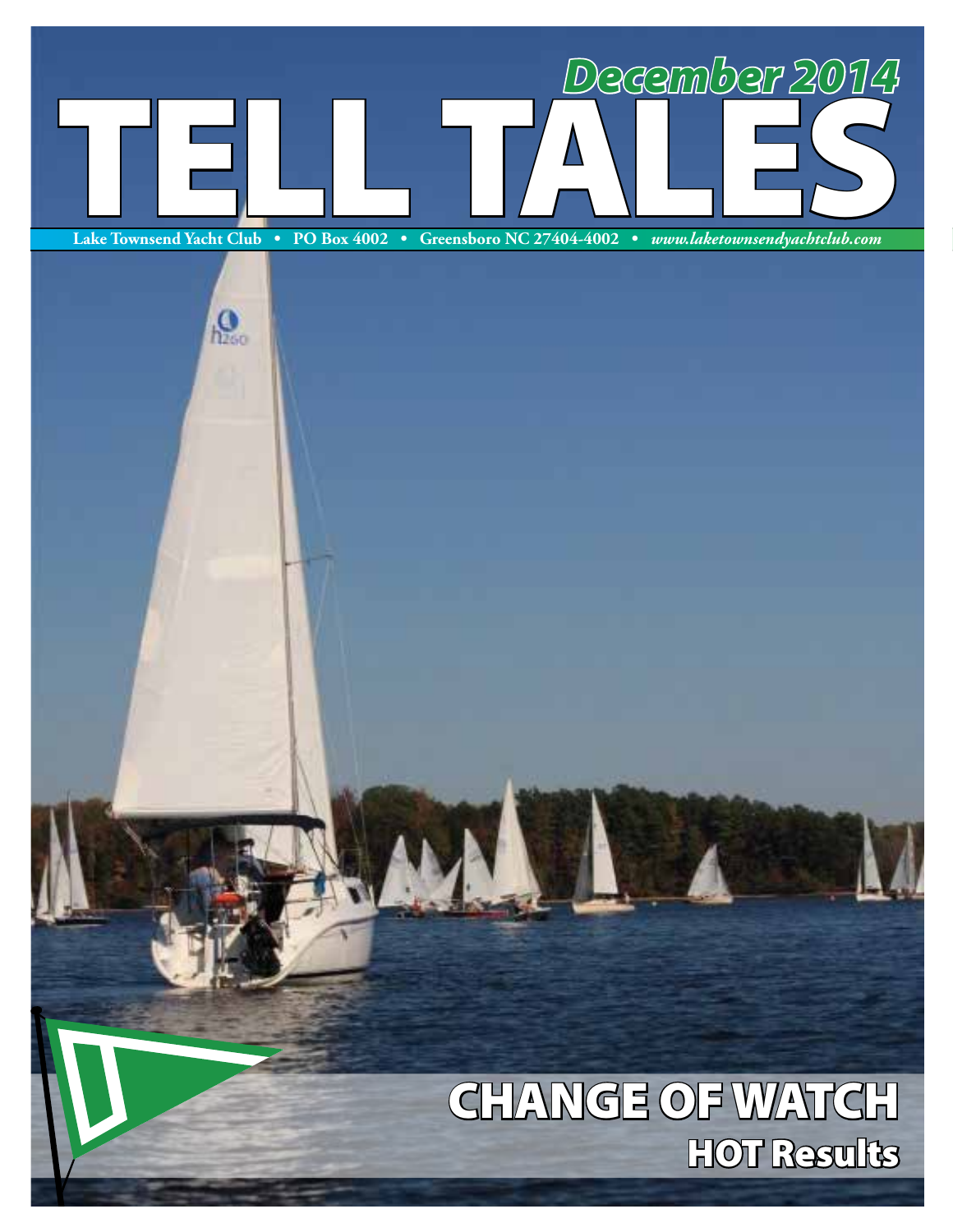# TELL TALES

December 2014

Lake Townsend Yacht Club • PO Box 4002 • Greensboro NC 27404-4002 • *www.laketownsendyachtclub.com*

## CHANGE OF WATCH

### HOT Results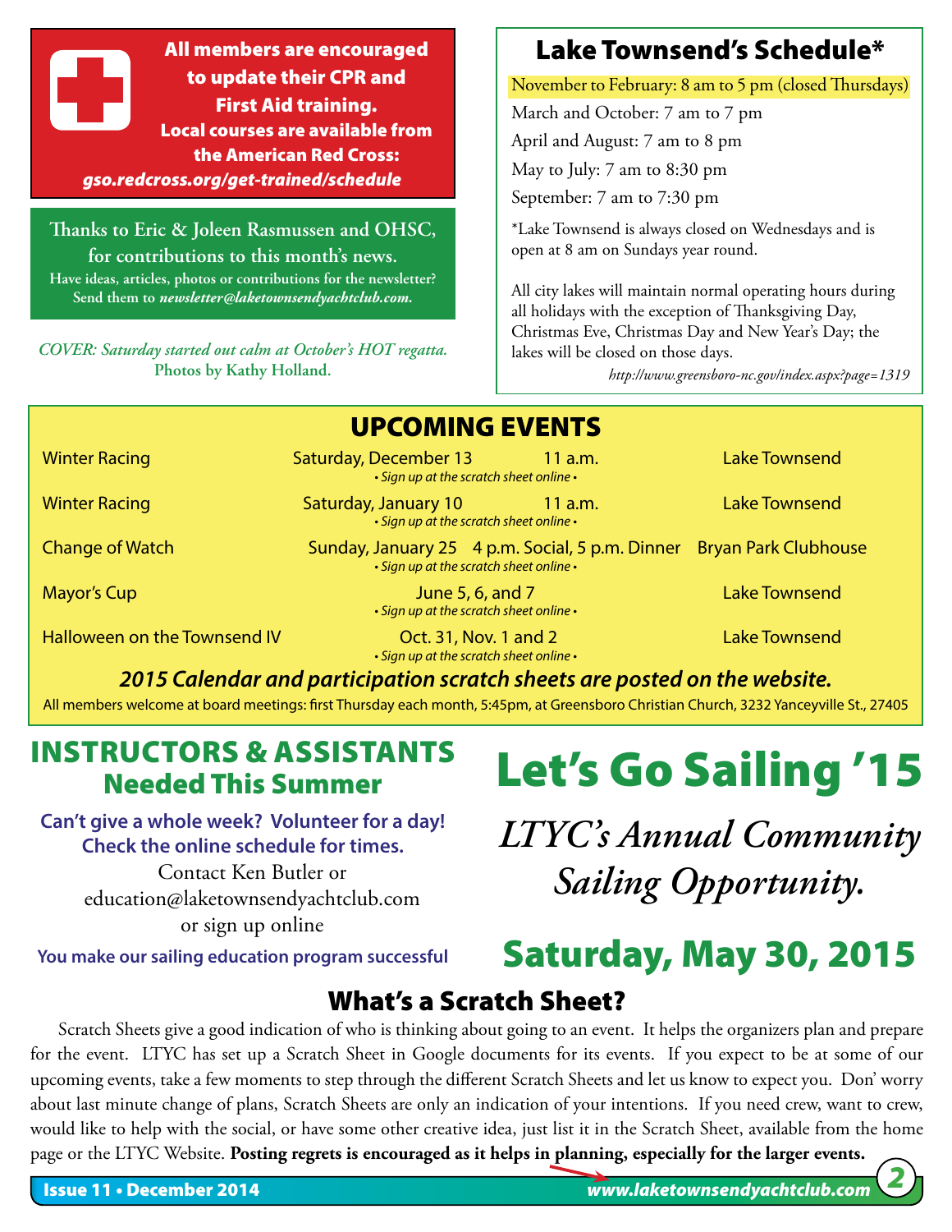**All members are encouraged to update their CPR and First Aid training.**
**Local courses are available from the American Red Cross:**
***gso.redcross.org/get-trained/schedule***

**Thanks to Eric & Joleen Rasmussen and OHSC, for contributions to this month's news.**
**Have ideas, articles, photos or contributions for the newsletter? Send them to *newsletter@laketownsendyachtclub.com*.**

***COVER: Saturday started out calm at October's HOT regatta.* Photos by Kathy Holland.**

## Lake Townsend's Schedule*

November to February: 8 am to 5 pm (closed Thursdays)

March and October: 7 am to 7 pm

April and August: 7 am to 8 pm

May to July: 7 am to 8:30 pm

September: 7 am to 7:30 pm

*Lake Townsend is always closed on Wednesdays and is open at 8 am on Sundays year round.

All city lakes will maintain normal operating hours during all holidays with the exception of Thanksgiving Day, Christmas Eve, Christmas Day and New Year's Day; the lakes will be closed on those days.

*http://www.greensboro-nc.gov/index.aspx?page=1319*

## UPCOMING EVENTS

| Event | Date | Time | Location |
|---|---|---|---|
| Winter Racing | Saturday, December 13 *• Sign up at the scratch sheet online •* | 11 a.m. | Lake Townsend |
| Winter Racing | Saturday, January 10 *• Sign up at the scratch sheet online •* | 11 a.m. | Lake Townsend |
| Change of Watch | Sunday, January 25 *• Sign up at the scratch sheet online •* | 4 p.m. Social, 5 p.m. Dinner | Bryan Park Clubhouse |
| Mayor's Cup | June 5, 6, and 7 *• Sign up at the scratch sheet online •* | | Lake Townsend |
| Halloween on the Townsend IV | Oct. 31, Nov. 1 and 2 *• Sign up at the scratch sheet online •* | | Lake Townsend |

***2015 Calendar and participation scratch sheets are posted on the website.***

All members welcome at board meetings: first Thursday each month, 5:45pm, at Greensboro Christian Church, 3232 Yanceyville St., 27405

## INSTRUCTORS & ASSISTANTS Needed This Summer

**Can't give a whole week? Volunteer for a day! Check the online schedule for times.**

Contact Ken Butler or
education@laketownsendyachtclub.com
or sign up online

**You make our sailing education program successful**

# Let's Go Sailing '15

*LTYC's Annual Community Sailing Opportunity.*

## Saturday, May 30, 2015

## What's a Scratch Sheet?

Scratch Sheets give a good indication of who is thinking about going to an event. It helps the organizers plan and prepare for the event. LTYC has set up a Scratch Sheet in Google documents for its events. If you expect to be at some of our upcoming events, take a few moments to step through the different Scratch Sheets and let us know to expect you. Don' worry about last minute change of plans, Scratch Sheets are only an indication of your intentions. If you need crew, want to crew, would like to help with the social, or have some other creative idea, just list it in the Scratch Sheet, available from the home page or the LTYC Website. **Posting regrets is encouraged as it helps in planning, especially for the larger events.**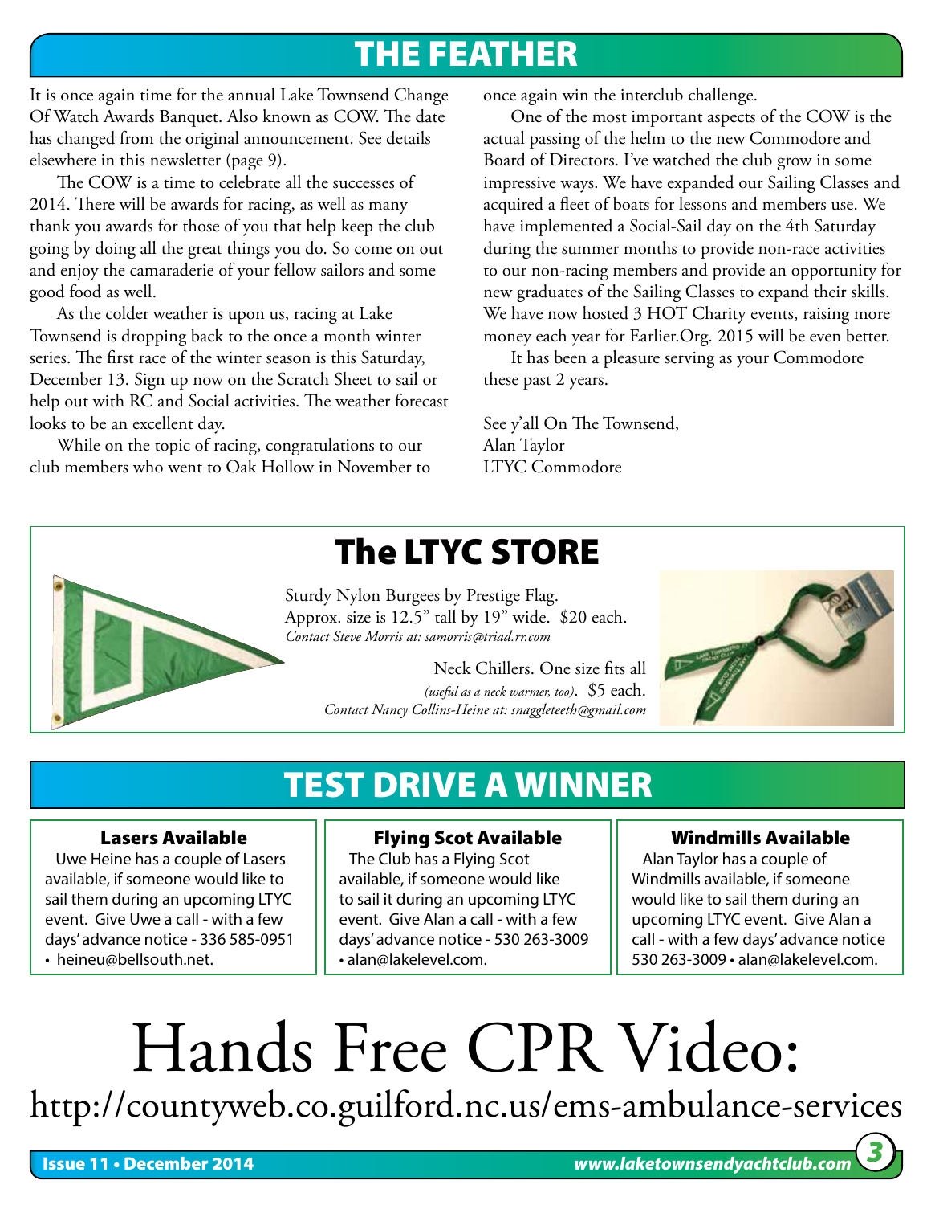# THE FEATHER

It is once again time for the annual Lake Townsend Change Of Watch Awards Banquet. Also known as COW. The date has changed from the original announcement. See details elsewhere in this newsletter (page 9).

The COW is a time to celebrate all the successes of 2014. There will be awards for racing, as well as many thank you awards for those of you that help keep the club going by doing all the great things you do. So come on out and enjoy the camaraderie of your fellow sailors and some good food as well.

As the colder weather is upon us, racing at Lake Townsend is dropping back to the once a month winter series. The first race of the winter season is this Saturday, December 13. Sign up now on the Scratch Sheet to sail or help out with RC and Social activities. The weather forecast looks to be an excellent day.

While on the topic of racing, congratulations to our club members who went to Oak Hollow in November to once again win the interclub challenge.

One of the most important aspects of the COW is the actual passing of the helm to the new Commodore and Board of Directors. I've watched the club grow in some impressive ways. We have expanded our Sailing Classes and acquired a fleet of boats for lessons and members use. We have implemented a Social-Sail day on the 4th Saturday during the summer months to provide non-race activities to our non-racing members and provide an opportunity for new graduates of the Sailing Classes to expand their skills. We have now hosted 3 HOT Charity events, raising more money each year for Earlier.Org. 2015 will be even better.

It has been a pleasure serving as your Commodore these past 2 years.

See y'all On The Townsend,
Alan Taylor
LTYC Commodore

# The LTYC STORE

Sturdy Nylon Burgees by Prestige Flag.
Approx. size is 12.5" tall by 19" wide. $20 each.
*Contact Steve Morris at: samorris@triad.rr.com*

Neck Chillers. One size fits all *(useful as a neck warmer, too)*. $5 each.
*Contact Nancy Collins-Heine at: snaggleteeth@gmail.com*

# TEST DRIVE A WINNER

### Lasers Available

Uwe Heine has a couple of Lasers available, if someone would like to sail them during an upcoming LTYC event. Give Uwe a call - with a few days' advance notice - 336 585-0951 • heineu@bellsouth.net.

### Flying Scot Available

The Club has a Flying Scot available, if someone would like to sail it during an upcoming LTYC event. Give Alan a call - with a few days' advance notice - 530 263-3009 • alan@lakelevel.com.

### Windmills Available

Alan Taylor has a couple of Windmills available, if someone would like to sail them during an upcoming LTYC event. Give Alan a call - with a few days' advance notice 530 263-3009 • alan@lakelevel.com.

# Hands Free CPR Video:

http://countyweb.co.guilford.nc.us/ems-ambulance-services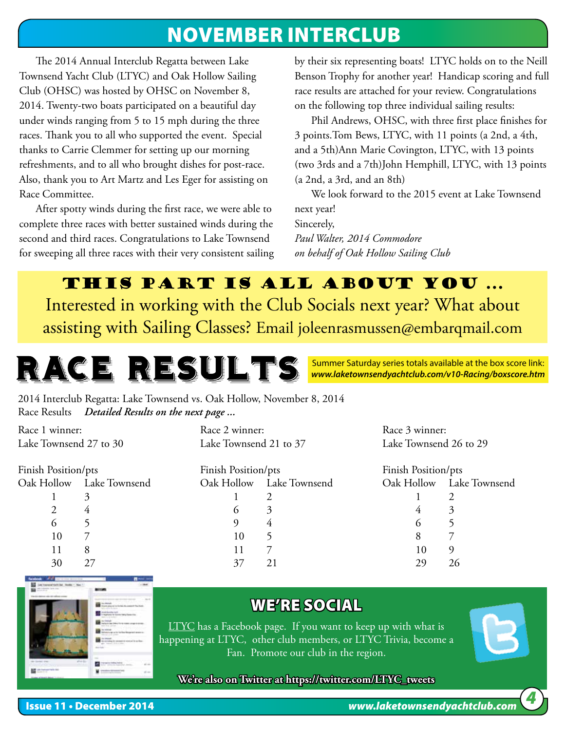# NOVEMBER INTERCLUB

The 2014 Annual Interclub Regatta between Lake Townsend Yacht Club (LTYC) and Oak Hollow Sailing Club (OHSC) was hosted by OHSC on November 8, 2014. Twenty-two boats participated on a beautiful day under winds ranging from 5 to 15 mph during the three races. Thank you to all who supported the event. Special thanks to Carrie Clemmer for setting up our morning refreshments, and to all who brought dishes for post-race. Also, thank you to Art Martz and Les Eger for assisting on Race Committee.

After spotty winds during the first race, we were able to complete three races with better sustained winds during the second and third races. Congratulations to Lake Townsend for sweeping all three races with their very consistent sailing by their six representing boats! LTYC holds on to the Neill Benson Trophy for another year! Handicap scoring and full race results are attached for your review. Congratulations on the following top three individual sailing results:

Phil Andrews, OHSC, with three first place finishes for 3 points.Tom Bews, LTYC, with 11 points (a 2nd, a 4th, and a 5th)Ann Marie Covington, LTYC, with 13 points (two 3rds and a 7th)John Hemphill, LTYC, with 13 points (a 2nd, a 3rd, and an 8th)

We look forward to the 2015 event at Lake Townsend next year!

Sincerely,

*Paul Walter, 2014 Commodore*
*on behalf of Oak Hollow Sailing Club*

## THIS PART IS ALL ABOUT YOU ...

Interested in working with the Club Socials next year? What about assisting with Sailing Classes? Email joleenrasmussen@embarqmail.com

# RACE RESULTS

Summer Saturday series totals available at the box score link: ***www.laketownsendyachtclub.com/v10-Racing/boxscore.htm***

2014 Interclub Regatta: Lake Townsend vs. Oak Hollow, November 8, 2014
Race Results ***Detailed Results on the next page ...***

Race 1 winner:
Lake Townsend 27 to 30

Finish Position/pts

| Oak Hollow | Lake Townsend |
|---|---|
| 1 | 3 |
| 2 | 4 |
| 6 | 5 |
| 10 | 7 |
| 11 | 8 |
| 30 | 27 |

Race 2 winner:
Lake Townsend 21 to 37

Finish Position/pts

| Oak Hollow | Lake Townsend |
|---|---|
| 1 | 2 |
| 6 | 3 |
| 9 | 4 |
| 10 | 5 |
| 11 | 7 |
| 37 | 21 |

Race 3 winner:
Lake Townsend 26 to 29

Finish Position/pts

| Oak Hollow | Lake Townsend |
|---|---|
| 1 | 2 |
| 4 | 3 |
| 6 | 5 |
| 8 | 7 |
| 10 | 9 |
| 29 | 26 |

## WE'RE SOCIAL

LTYC has a Facebook page. If you want to keep up with what is happening at LTYC, other club members, or LTYC Trivia, become a Fan. Promote our club in the region.

**We're also on Twitter at https://twitter.com/LTYC_tweets**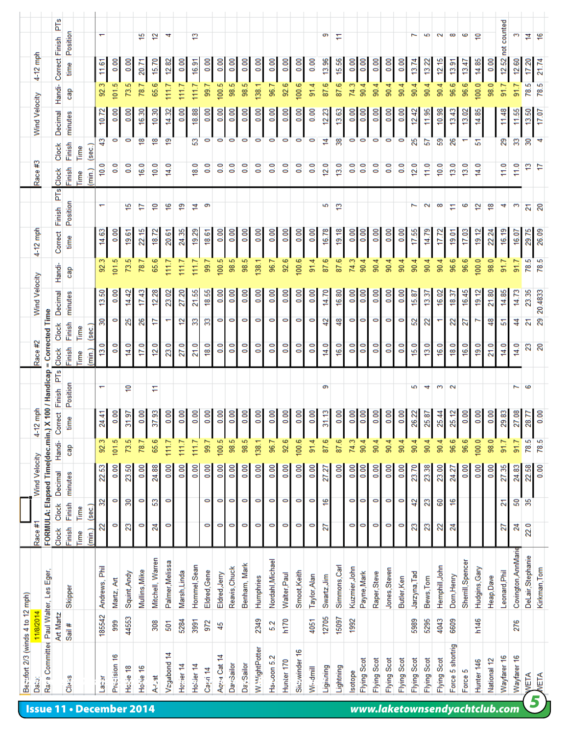**Beaufort 2/3 (winds 4 to 12 mph)**

**Date:** 11/8/2014

**Race Committee:** Paul Walter, Les Eger, Art Martz

**FORMULA: Elapsed Time(dec.min.) X 100 / Handicap = Corrected Time**

Wind Velocity 4-12 mph (all races)

| Class | Sail # | Skipper | Race #1 Clock Finish Time (min.) | Race #1 Clock Finish Time (sec.) | Race #1 Decimal minutes | Race #1 Handicap | Race #1 Correct time | Race #1 Finish Position | Race #1 PTs | Race #2 Clock Finish Time (min.) | Race #2 Clock Finish Time (sec.) | Race #2 Decimal minutes | Race #2 Handicap | Race #2 Correct time | Race #2 Finish Position | Race #2 PTs | Race #3 Clock Finish Time (min.) | Race #3 Clock Finish Time (sec.) | Race #3 Decimal minutes | Race #3 Handicap | Race #3 Correct time | Race #3 Finish Position | Race #3 PTs |
|---|---|---|---|---|---|---|---|---|---|---|---|---|---|---|---|---|---|---|---|---|---|---|---|
| Laser | 185542 | Andrews, Phil | 22 | 32 | 22.53 | 92.3 | 24.41 | 1 | | 13.0 | 30 | 13.50 | 92.3 | 14.63 | 1 | | 10.0 | 43 | 10.72 | 92.3 | 11.61 | 1 | |
| Precision 16 | 999 | Martz, Art | 0 | 0 | 0.00 | 101.5 | 0.00 | | | 0.0 | 0 | 0.00 | 101.5 | 0.00 | | | 0.0 | 0 | 0.00 | 101.5 | 0.00 | | |
| Hobie 18 | 44553 | Squint, Andy | 23 | 30 | 23.50 | 73.5 | 31.97 | 10 | | 14.0 | 25 | 14.42 | 73.5 | 19.61 | 15 | | 0.0 | 0 | 0.00 | 73.5 | 0.00 | | |
| Hobie 16 | | Mullins, Mike | 0 | 0 | 0.00 | 78.7 | 0.00 | | | 17.0 | 26 | 17.43 | 78.7 | 22.15 | 17 | | 16.0 | 18 | 16.30 | 78.7 | 20.71 | 15 | |
| A-Cat | 308 | Mitchell, Warren | 24 | 53 | 24.88 | 65.6 | 37.93 | 11 | | 12.0 | 17 | 12.28 | 65.6 | 18.72 | 10 | | 10.0 | 18 | 10.30 | 65.6 | 15.70 | 12 | |
| Vagabond 14 | 501 | Palmer, Melissa | 0 | 0 | 0.00 | 111.7 | 0.00 | | | 23.0 | 1 | 23.02 | 111.7 | 20.61 | 16 | | 14.0 | 19 | 14.32 | 111.7 | 12.82 | 4 | |
| Hunter 14 | 5284 | Marsh, Linda | | | 0.00 | 111.7 | 0.00 | | | 27.0 | 12 | 27.20 | 111.7 | 24.35 | 19 | | | | 0.00 | 111.7 | 0.00 | | |
| Holder 14 | 3991 | Hommel, Sean | | | 0.00 | 111.7 | 0.00 | | | 21.0 | 33 | 21.55 | 111.7 | 19.29 | 14 | | 18.0 | 53 | 18.88 | 111.7 | 16.91 | 13 | |
| Capri 14 | 972 | Eldred, Gene | 0 | 0 | 0.00 | 99.7 | 0.00 | | | 18.0 | 33 | 18.55 | 99.7 | 18.61 | 9 | | 0.0 | 0 | 0.00 | 99.7 | 0.00 | | |
| Aqua Cat 14 | 45 | Eldred, Jerry | 0 | 0 | 0.00 | 100.5 | 0.00 | | | 0.0 | 0 | 0.00 | 100.5 | 0.00 | | | 0.0 | 0 | 0.00 | 100.5 | 0.00 | | |
| DaySailor | | Reavis, Chuck | 0 | 0 | 0.00 | 98.5 | 0.00 | | | 0.0 | 0 | 0.00 | 98.5 | 0.00 | | | 0.0 | 0 | 0.00 | 98.5 | 0.00 | | |
| DaySailor | | Benham, Mark | 0 | 0 | 0.00 | 98.5 | 0.00 | | | 0.0 | 0 | 0.00 | 98.5 | 0.00 | | | 0.0 | 0 | 0.00 | 98.5 | 0.00 | | |
| W. WightPotter | 2349 | Humphries | 0 | 0 | 0.00 | 138.1 | 0.00 | | | 0.0 | 0 | 0.00 | 138.1 | 0.00 | | | 0.0 | 0 | 0.00 | 138.1 | 0.00 | | |
| Harpoon 5.2 | 5.2 | Nordahl, Michael | 0 | 0 | 0.00 | 96.7 | 0.00 | | | 0.0 | 0 | 0.00 | 96.7 | 0.00 | | | 0.0 | 0 | 0.00 | 96.7 | 0.00 | | |
| Hunter 170 | h170 | Walter, Paul | 0 | 0 | 0.00 | 92.6 | 0.00 | | | 0.0 | 0 | 0.00 | 92.6 | 0.00 | | | 0.0 | 0 | 0.00 | 92.6 | 0.00 | | |
| Sidewinder 16 | | Smoot, Keith | 0 | 0 | 0.00 | 100.6 | 0.00 | | | 0.0 | 0 | 0.00 | 100.6 | 0.00 | | | 0.0 | 0 | 0.00 | 100.6 | 0.00 | | |
| Windmill | 4051 | Taylor, Alan | 0 | 0 | 0.00 | 91.4 | 0.00 | | | 0.0 | 0 | 0.00 | 91.4 | 0.00 | | | 0.0 | 0 | 0.00 | 91.4 | 0.00 | | |
| Lightning | 12705 | Swartz, Jim | 27 | 16 | 27.27 | 87.6 | 31.13 | 9 | | 14.0 | 42 | 14.70 | 87.6 | 16.78 | 5 | | 12.0 | 14 | 12.23 | 87.6 | 13.96 | 9 | |
| Lightning | 15097 | Simmons, Carl | | | 0.00 | 87.6 | 0.00 | | | 16.0 | 48 | 16.80 | 87.6 | 19.18 | 13 | | 13.0 | 38 | 13.63 | 87.6 | 15.56 | 11 | |
| Isotope | 1992 | Kuzmier, John | 0 | 0 | 0.00 | 74.3 | 0.00 | | | 0.0 | 0 | 0.00 | 74.3 | 0.00 | | | 0.0 | 0 | 0.00 | 74.3 | 0.00 | | |
| Flying Scot | | Payne, Mark | 0 | 0 | 0.00 | 90.4 | 0.00 | | | 0.0 | 0 | 0.00 | 90.4 | 0.00 | | | 0.0 | 0 | 0.00 | 90.4 | 0.00 | | |
| Flying Scot | | Raper, Steve | 0 | 0 | 0.00 | 90.4 | 0.00 | | | 0.0 | 0 | 0.00 | 90.4 | 0.00 | | | 0.0 | 0 | 0.00 | 90.4 | 0.00 | | |
| Flying Scot | | Jones, Steven | 0 | 0 | 0.00 | 90.4 | 0.00 | | | 0.0 | 0 | 0.00 | 90.4 | 0.00 | | | 0.0 | 0 | 0.00 | 90.4 | 0.00 | | |
| Flying Scot | | Butler, Ken | 0 | 0 | 0.00 | 90.4 | 0.00 | | | 0.0 | 0 | 0.00 | 90.4 | 0.00 | | | 0.0 | 0 | 0.00 | 90.4 | 0.00 | | |
| Flying Scot | 5989 | Jarzyna, Tad | 23 | 42 | 23.70 | 90.4 | 26.22 | 5 | | 15.0 | 52 | 15.87 | 90.4 | 17.55 | 7 | | 12.0 | 25 | 12.42 | 90.4 | 13.74 | 7 | |
| Flying Scot | 5295 | Bews, Tom | 23 | 23 | 23.38 | 90.4 | 25.87 | 4 | | 13.0 | 22 | 13.37 | 90.4 | 14.79 | 2 | | 11.0 | 57 | 11.95 | 90.4 | 13.22 | 5 | |
| Flying Scot | 4043 | Hemphill, John | 22 | 60 | 23.00 | 90.4 | 25.44 | 3 | | 16.0 | 1 | 16.02 | 90.4 | 17.72 | 8 | | 10.0 | 59 | 10.98 | 90.4 | 12.15 | 2 | |
| Force 5 shortng | 6609 | Dorn, Henry | 24 | 16 | 24.27 | 96.6 | 25.12 | 2 | | 18.0 | 22 | 18.37 | 96.6 | 19.01 | 11 | | 13.0 | 26 | 13.43 | 96.6 | 13.91 | 8 | |
| Force 5 | | Sherill, Spencer | | | 0.00 | 96.6 | 0.00 | | | 16.0 | 27 | 16.45 | 96.6 | 17.03 | 6 | | 13.0 | 1 | 13.02 | 96.6 | 13.47 | 6 | |
| Hunter 146 | h146 | Hudgins, Gary | | | 0.00 | 100.0 | 0.00 | | | 19.0 | 7 | 19.12 | 100.0 | 19.12 | 12 | | 14.0 | 51 | 14.85 | 100.0 | 14.85 | 10 | |
| National 12 | | Heap, Dave | | | 0.00 | 98.0 | 0.00 | | | 21.0 | 48 | 21.80 | 98.0 | 22.24 | 18 | | | | | 98.0 | 0.00 | | |
| Wayfarer 16 | | Leonard, Phil | 27 | 21 | 27.35 | 91.7 | 29.83 | | | 14.0 | 51 | 14.85 | 91.7 | 16.19 | 4 | | 11.0 | 29 | 11.48 | 91.7 | 12.52 | not counted | |
| Wayfarer 16 | 276 | Covington, AnnMarie | 24 | 50 | 24.83 | 91.7 | 27.08 | 7 | | 14.0 | 44 | 14.73 | 91.7 | 16.07 | 3 | | 11.0 | 33 | 11.55 | 91.7 | 12.60 | 3 | |
| WETA | | DeLair, Stephanie | 22.0 | 35 | 22.58 | 78.5 | 28.77 | 6 | | 23 | 21 | 23.35 | 78.5 | 29.75 | 21 | | 13 | 30 | 13.50 | 78.5 | 17.20 | 14 | |
| WETA | | Kirkman, Tom | | | 0.00 | 78.5 | 0.00 | | | 20 | 29 | 20.4833 | 78.5 | 26.09 | 20 | | 17 | 4 | 17.07 | 78.5 | 21.74 | 16 | |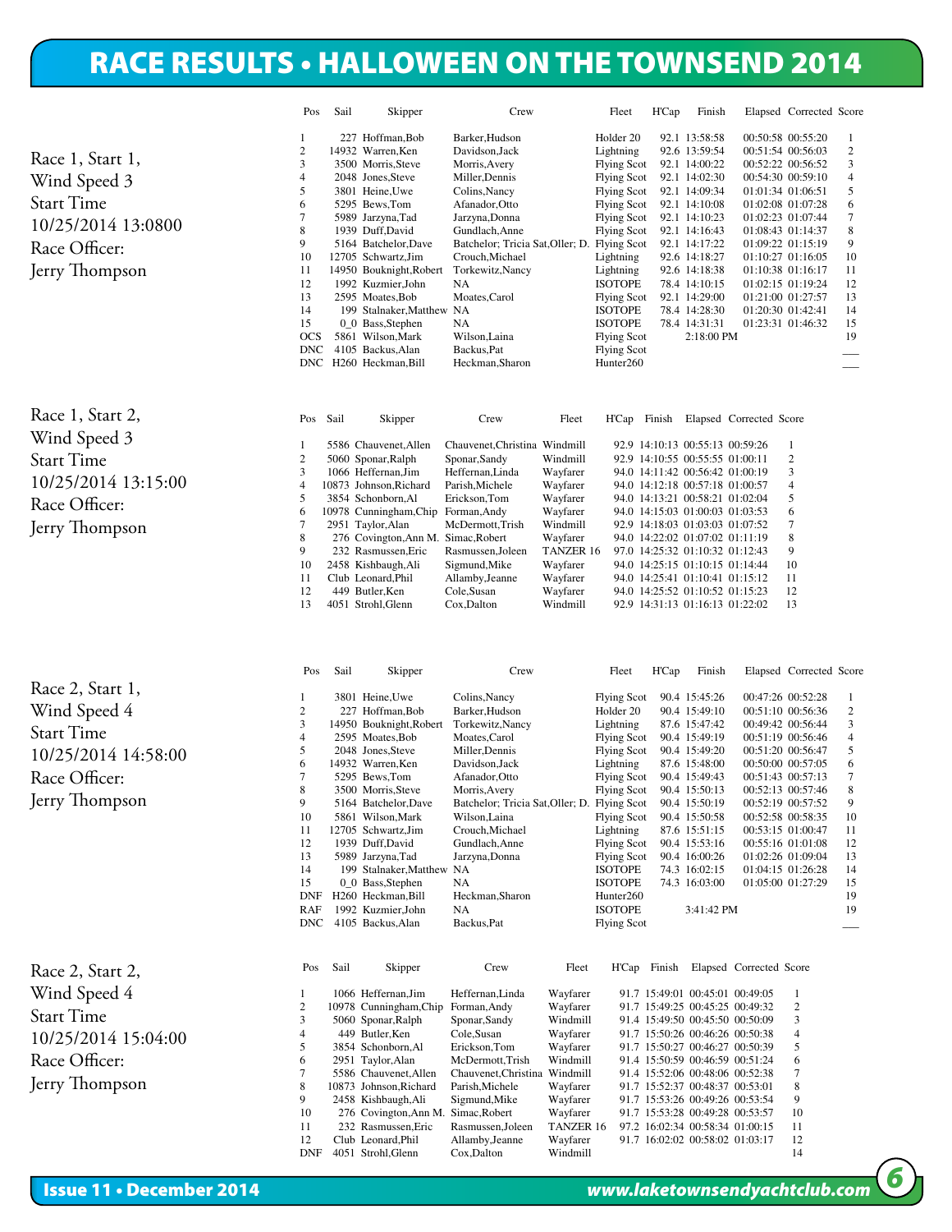# RACE RESULTS • HALLOWEEN ON THE TOWNSEND 2014

Race 1, Start 1,
Wind Speed 3
Start Time
10/25/2014 13:0800
Race Officer:
Jerry Thompson

| Pos | Sail | Skipper | Crew | Fleet | H'Cap | Finish | Elapsed | Corrected | Score |
|---|---|---|---|---|---|---|---|---|---|
| 1 | 227 | Hoffman,Bob | Barker,Hudson | Holder 20 | 92.1 | 13:58:58 | 00:50:58 | 00:55:20 | 1 |
| 2 | 14932 | Warren,Ken | Davidson,Jack | Lightning | 92.6 | 13:59:54 | 00:51:54 | 00:56:03 | 2 |
| 3 | 3500 | Morris,Steve | Morris,Avery | Flying Scot | 92.1 | 14:00:22 | 00:52:22 | 00:56:52 | 3 |
| 4 | 2048 | Jones,Steve | Miller,Dennis | Flying Scot | 92.1 | 14:02:30 | 00:54:30 | 00:59:10 | 4 |
| 5 | 3801 | Heine,Uwe | Colins,Nancy | Flying Scot | 92.1 | 14:09:34 | 01:01:34 | 01:06:51 | 5 |
| 6 | 5295 | Bews,Tom | Afanador,Otto | Flying Scot | 92.1 | 14:10:08 | 01:02:08 | 01:07:28 | 6 |
| 7 | 5989 | Jarzyna,Tad | Jarzyna,Donna | Flying Scot | 92.1 | 14:10:23 | 01:02:23 | 01:07:44 | 7 |
| 8 | 1939 | Duff,David | Gundlach,Anne | Flying Scot | 92.1 | 14:16:43 | 01:08:43 | 01:14:37 | 8 |
| 9 | 5164 | Batchelor,Dave | Batchelor; Tricia Sat,Oller; D. | Flying Scot | 92.1 | 14:17:22 | 01:09:22 | 01:15:19 | 9 |
| 10 | 12705 | Schwartz,Jim | Crouch,Michael | Lightning | 92.6 | 14:18:27 | 01:10:27 | 01:16:05 | 10 |
| 11 | 14950 | Bouknight,Robert | Torkewitz,Nancy | Lightning | 92.6 | 14:18:38 | 01:10:38 | 01:16:17 | 11 |
| 12 | 1992 | Kuzmier,John | NA | ISOTOPE | 78.4 | 14:10:15 | 01:02:15 | 01:19:24 | 12 |
| 13 | 2595 | Moates,Bob | Moates,Carol | Flying Scot | 92.1 | 14:29:00 | 01:21:00 | 01:27:57 | 13 |
| 14 | 199 | Stalnaker,Matthew | NA | ISOTOPE | 78.4 | 14:28:30 | 01:20:30 | 01:42:41 | 14 |
| 15 | 0_0 | Bass,Stephen | NA | ISOTOPE | 78.4 | 14:31:31 | 01:23:31 | 01:46:32 | 15 |
| OCS | 5861 | Wilson,Mark | Wilson,Laina | Flying Scot | | 2:18:00 PM | | | 19 |
| DNC | 4105 | Backus,Alan | Backus,Pat | Flying Scot | | | | | ___ |
| DNC | H260 | Heckman,Bill | Heckman,Sharon | Hunter260 | | | | | ___ |

Race 1, Start 2,
Wind Speed 3
Start Time
10/25/2014 13:15:00
Race Officer:
Jerry Thompson

| Pos | Sail | Skipper | Crew | Fleet | H'Cap | Finish | Elapsed | Corrected | Score |
|---|---|---|---|---|---|---|---|---|---|
| 1 | 5586 | Chauvenet,Allen | Chauvenet,Christina | Windmill | 92.9 | 14:10:13 | 00:55:13 | 00:59:26 | 1 |
| 2 | 5060 | Sponar,Ralph | Sponar,Sandy | Windmill | 92.9 | 14:10:55 | 00:55:55 | 01:00:11 | 2 |
| 3 | 1066 | Heffernan,Jim | Heffernan,Linda | Wayfarer | 94.0 | 14:11:42 | 00:56:42 | 01:00:19 | 3 |
| 4 | 10873 | Johnson,Richard | Parish,Michele | Wayfarer | 94.0 | 14:12:18 | 00:57:18 | 01:00:57 | 4 |
| 5 | 3854 | Schonborn,Al | Erickson,Tom | Wayfarer | 94.0 | 14:13:21 | 00:58:21 | 01:02:04 | 5 |
| 6 | 10978 | Cunningham,Chip | Forman,Andy | Wayfarer | 94.0 | 14:15:03 | 01:00:03 | 01:03:53 | 6 |
| 7 | 2951 | Taylor,Alan | McDermott,Trish | Windmill | 92.9 | 14:18:03 | 01:03:03 | 01:07:52 | 7 |
| 8 | 276 | Covington,Ann M. | Simac,Robert | Wayfarer | 94.0 | 14:22:02 | 01:07:02 | 01:11:19 | 8 |
| 9 | 232 | Rasmussen,Eric | Rasmussen,Joleen | TANZER 16 | 97.0 | 14:25:32 | 01:10:32 | 01:12:43 | 9 |
| 10 | 2458 | Kishbaugh,Ali | Sigmund,Mike | Wayfarer | 94.0 | 14:25:15 | 01:10:15 | 01:14:44 | 10 |
| 11 | Club | Leonard,Phil | Allamby,Jeanne | Wayfarer | 94.0 | 14:25:41 | 01:10:41 | 01:15:12 | 11 |
| 12 | 449 | Butler,Ken | Cole,Susan | Wayfarer | 94.0 | 14:25:52 | 01:10:52 | 01:15:23 | 12 |
| 13 | 4051 | Strohl,Glenn | Cox,Dalton | Windmill | 92.9 | 14:31:13 | 01:16:13 | 01:22:02 | 13 |

Race 2, Start 1,
Wind Speed 4
Start Time
10/25/2014 14:58:00
Race Officer:
Jerry Thompson

| Pos | Sail | Skipper | Crew | Fleet | H'Cap | Finish | Elapsed | Corrected | Score |
|---|---|---|---|---|---|---|---|---|---|
| 1 | 3801 | Heine,Uwe | Colins,Nancy | Flying Scot | 90.4 | 15:45:26 | 00:47:26 | 00:52:28 | 1 |
| 2 | 227 | Hoffman,Bob | Barker,Hudson | Holder 20 | 90.4 | 15:49:10 | 00:51:10 | 00:56:36 | 2 |
| 3 | 14950 | Bouknight,Robert | Torkewitz,Nancy | Lightning | 87.6 | 15:47:42 | 00:49:42 | 00:56:44 | 3 |
| 4 | 2595 | Moates,Bob | Moates,Carol | Flying Scot | 90.4 | 15:49:19 | 00:51:19 | 00:56:46 | 4 |
| 5 | 2048 | Jones,Steve | Miller,Dennis | Flying Scot | 90.4 | 15:49:20 | 00:51:20 | 00:56:47 | 5 |
| 6 | 14932 | Warren,Ken | Davidson,Jack | Lightning | 87.6 | 15:48:00 | 00:50:00 | 00:57:05 | 6 |
| 7 | 5295 | Bews,Tom | Afanador,Otto | Flying Scot | 90.4 | 15:49:43 | 00:51:43 | 00:57:13 | 7 |
| 8 | 3500 | Morris,Steve | Morris,Avery | Flying Scot | 90.4 | 15:50:13 | 00:52:13 | 00:57:46 | 8 |
| 9 | 5164 | Batchelor,Dave | Batchelor; Tricia Sat,Oller; D. | Flying Scot | 90.4 | 15:50:19 | 00:52:19 | 00:57:52 | 9 |
| 10 | 5861 | Wilson,Mark | Wilson,Laina | Flying Scot | 90.4 | 15:50:58 | 00:52:58 | 00:58:35 | 10 |
| 11 | 12705 | Schwartz,Jim | Crouch,Michael | Lightning | 87.6 | 15:51:15 | 00:53:15 | 01:00:47 | 11 |
| 12 | 1939 | Duff,David | Gundlach,Anne | Flying Scot | 90.4 | 15:53:16 | 00:55:16 | 01:01:08 | 12 |
| 13 | 5989 | Jarzyna,Tad | Jarzyna,Donna | Flying Scot | 90.4 | 16:00:26 | 01:02:26 | 01:09:04 | 13 |
| 14 | 199 | Stalnaker,Matthew | NA | ISOTOPE | 74.3 | 16:02:15 | 01:04:15 | 01:26:28 | 14 |
| 15 | 0_0 | Bass,Stephen | NA | ISOTOPE | 74.3 | 16:03:00 | 01:05:00 | 01:27:29 | 15 |
| DNF | H260 | Heckman,Bill | Heckman,Sharon | Hunter260 | | | | | 19 |
| RAF | 1992 | Kuzmier,John | NA | ISOTOPE | | 3:41:42 PM | | | 19 |
| DNC | 4105 | Backus,Alan | Backus,Pat | Flying Scot | | | | | ___ |

Race 2, Start 2,
Wind Speed 4
Start Time
10/25/2014 15:04:00
Race Officer:
Jerry Thompson

| Pos | Sail | Skipper | Crew | Fleet | H'Cap | Finish | Elapsed | Corrected | Score |
|---|---|---|---|---|---|---|---|---|---|
| 1 | 1066 | Heffernan,Jim | Heffernan,Linda | Wayfarer | 91.7 | 15:49:01 | 00:45:01 | 00:49:05 | 1 |
| 2 | 10978 | Cunningham,Chip | Forman,Andy | Wayfarer | 91.7 | 15:49:25 | 00:45:25 | 00:49:32 | 2 |
| 3 | 5060 | Sponar,Ralph | Sponar,Sandy | Windmill | 91.4 | 15:49:50 | 00:45:50 | 00:50:09 | 3 |
| 4 | 449 | Butler,Ken | Cole,Susan | Wayfarer | 91.7 | 15:50:26 | 00:46:26 | 00:50:38 | 4 |
| 5 | 3854 | Schonborn,Al | Erickson,Tom | Wayfarer | 91.7 | 15:50:27 | 00:46:27 | 00:50:39 | 5 |
| 6 | 2951 | Taylor,Alan | McDermott,Trish | Windmill | 91.4 | 15:50:59 | 00:46:59 | 00:51:24 | 6 |
| 7 | 5586 | Chauvenet,Allen | Chauvenet,Christina | Windmill | 91.4 | 15:52:06 | 00:48:06 | 00:52:38 | 7 |
| 8 | 10873 | Johnson,Richard | Parish,Michele | Wayfarer | 91.7 | 15:52:37 | 00:48:37 | 00:53:01 | 8 |
| 9 | 2458 | Kishbaugh,Ali | Sigmund,Mike | Wayfarer | 91.7 | 15:53:26 | 00:49:26 | 00:53:54 | 9 |
| 10 | 276 | Covington,Ann M. | Simac,Robert | Wayfarer | 91.7 | 15:53:28 | 00:49:28 | 00:53:57 | 10 |
| 11 | 232 | Rasmussen,Eric | Rasmussen,Joleen | TANZER 16 | 97.2 | 16:02:34 | 00:58:34 | 01:00:15 | 11 |
| 12 | Club | Leonard,Phil | Allamby,Jeanne | Wayfarer | 91.7 | 16:02:02 | 00:58:02 | 01:03:17 | 12 |
| DNF | 4051 | Strohl,Glenn | Cox,Dalton | Windmill | | | | | 14 |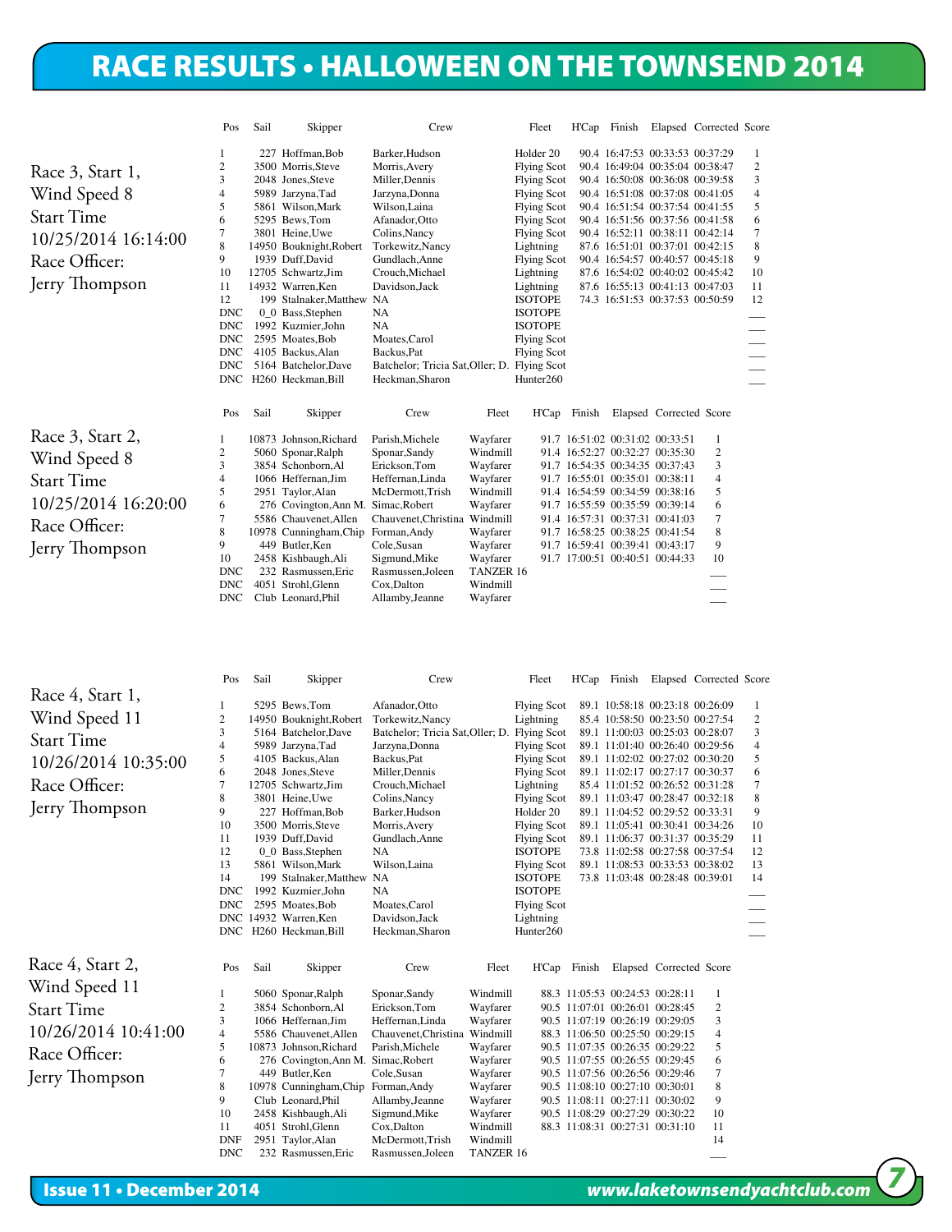# RACE RESULTS • HALLOWEEN ON THE TOWNSEND 2014

Race 3, Start 1,
Wind Speed 8
Start Time
10/25/2014 16:14:00
Race Officer:
Jerry Thompson

| Pos | Sail | Skipper | Crew | Fleet | H'Cap | Finish | Elapsed | Corrected | Score |
|---|---|---|---|---|---|---|---|---|---|
| 1 | 227 | Hoffman,Bob | Barker,Hudson | Holder 20 | 90.4 | 16:47:53 | 00:33:53 | 00:37:29 | 1 |
| 2 | 3500 | Morris,Steve | Morris,Avery | Flying Scot | 90.4 | 16:49:04 | 00:35:04 | 00:38:47 | 2 |
| 3 | 2048 | Jones,Steve | Miller,Dennis | Flying Scot | 90.4 | 16:50:08 | 00:36:08 | 00:39:58 | 3 |
| 4 | 5989 | Jarzyna,Tad | Jarzyna,Donna | Flying Scot | 90.4 | 16:51:08 | 00:37:08 | 00:41:05 | 4 |
| 5 | 5861 | Wilson,Mark | Wilson,Laina | Flying Scot | 90.4 | 16:51:54 | 00:37:54 | 00:41:55 | 5 |
| 6 | 5295 | Bews,Tom | Afanador,Otto | Flying Scot | 90.4 | 16:51:56 | 00:37:56 | 00:41:58 | 6 |
| 7 | 3801 | Heine,Uwe | Colins,Nancy | Flying Scot | 90.4 | 16:52:11 | 00:38:11 | 00:42:14 | 7 |
| 8 | 14950 | Bouknight,Robert | Torkewitz,Nancy | Lightning | 87.6 | 16:51:01 | 00:37:01 | 00:42:15 | 8 |
| 9 | 1939 | Duff,David | Gundlach,Anne | Flying Scot | 90.4 | 16:54:57 | 00:40:57 | 00:45:18 | 9 |
| 10 | 12705 | Schwartz,Jim | Crouch,Michael | Lightning | 87.6 | 16:54:02 | 00:40:02 | 00:45:42 | 10 |
| 11 | 14932 | Warren,Ken | Davidson,Jack | Lightning | 87.6 | 16:55:13 | 00:41:13 | 00:47:03 | 11 |
| 12 | 199 | Stalnaker,Matthew | NA | ISOTOPE | 74.3 | 16:51:53 | 00:37:53 | 00:50:59 | 12 |
| DNC | 0_0 | Bass,Stephen | NA | ISOTOPE | | | | | ___ |
| DNC | 1992 | Kuzmier,John | NA | ISOTOPE | | | | | ___ |
| DNC | 2595 | Moates,Bob | Moates,Carol | Flying Scot | | | | | ___ |
| DNC | 4105 | Backus,Alan | Backus,Pat | Flying Scot | | | | | ___ |
| DNC | 5164 | Batchelor,Dave | Batchelor; Tricia Sat,Oller; D. | Flying Scot | | | | | ___ |
| DNC | H260 | Heckman,Bill | Heckman,Sharon | Hunter260 | | | | | ___ |

Race 3, Start 2,
Wind Speed 8
Start Time
10/25/2014 16:20:00
Race Officer:
Jerry Thompson

| Pos | Sail | Skipper | Crew | Fleet | H'Cap | Finish | Elapsed | Corrected | Score |
|---|---|---|---|---|---|---|---|---|---|
| 1 | 10873 | Johnson,Richard | Parish,Michele | Wayfarer | 91.7 | 16:51:02 | 00:31:02 | 00:33:51 | 1 |
| 2 | 5060 | Sponar,Ralph | Sponar,Sandy | Windmill | 91.4 | 16:52:27 | 00:32:27 | 00:35:30 | 2 |
| 3 | 3854 | Schonborn,Al | Erickson,Tom | Wayfarer | 91.7 | 16:54:35 | 00:34:35 | 00:37:43 | 3 |
| 4 | 1066 | Heffernan,Jim | Heffernan,Linda | Wayfarer | 91.7 | 16:55:01 | 00:35:01 | 00:38:11 | 4 |
| 5 | 2951 | Taylor,Alan | McDermott,Trish | Windmill | 91.4 | 16:54:59 | 00:34:59 | 00:38:16 | 5 |
| 6 | 276 | Covington,Ann M. | Simac,Robert | Wayfarer | 91.7 | 16:55:59 | 00:35:59 | 00:39:14 | 6 |
| 7 | 5586 | Chauvenet,Allen | Chauvenet,Christina | Windmill | 91.4 | 16:57:31 | 00:37:31 | 00:41:03 | 7 |
| 8 | 10978 | Cunningham,Chip | Forman,Andy | Wayfarer | 91.7 | 16:58:25 | 00:38:25 | 00:41:54 | 8 |
| 9 | 449 | Butler,Ken | Cole,Susan | Wayfarer | 91.7 | 16:59:41 | 00:39:41 | 00:43:17 | 9 |
| 10 | 2458 | Kishbaugh,Ali | Sigmund,Mike | Wayfarer | 91.7 | 17:00:51 | 00:40:51 | 00:44:33 | 10 |
| DNC | 232 | Rasmussen,Eric | Rasmussen,Joleen | TANZER 16 | | | | | ___ |
| DNC | 4051 | Strohl,Glenn | Cox,Dalton | Windmill | | | | | ___ |
| DNC | Club | Leonard,Phil | Allamby,Jeanne | Wayfarer | | | | | ___ |

Race 4, Start 1,
Wind Speed 11
Start Time
10/26/2014 10:35:00
Race Officer:
Jerry Thompson

| Pos | Sail | Skipper | Crew | Fleet | H'Cap | Finish | Elapsed | Corrected | Score |
|---|---|---|---|---|---|---|---|---|---|
| 1 | 5295 | Bews,Tom | Afanador,Otto | Flying Scot | 89.1 | 10:58:18 | 00:23:18 | 00:26:09 | 1 |
| 2 | 14950 | Bouknight,Robert | Torkewitz,Nancy | Lightning | 85.4 | 10:58:50 | 00:23:50 | 00:27:54 | 2 |
| 3 | 5164 | Batchelor,Dave | Batchelor; Tricia Sat,Oller; D. | Flying Scot | 89.1 | 11:00:03 | 00:25:03 | 00:28:07 | 3 |
| 4 | 5989 | Jarzyna,Tad | Jarzyna,Donna | Flying Scot | 89.1 | 11:01:40 | 00:26:40 | 00:29:56 | 4 |
| 5 | 4105 | Backus,Alan | Backus,Pat | Flying Scot | 89.1 | 11:02:02 | 00:27:02 | 00:30:20 | 5 |
| 6 | 2048 | Jones,Steve | Miller,Dennis | Flying Scot | 89.1 | 11:02:17 | 00:27:17 | 00:30:37 | 6 |
| 7 | 12705 | Schwartz,Jim | Crouch,Michael | Lightning | 85.4 | 11:01:52 | 00:26:52 | 00:31:28 | 7 |
| 8 | 3801 | Heine,Uwe | Colins,Nancy | Flying Scot | 89.1 | 11:03:47 | 00:28:47 | 00:32:18 | 8 |
| 9 | 227 | Hoffman,Bob | Barker,Hudson | Holder 20 | 89.1 | 11:04:52 | 00:29:52 | 00:33:31 | 9 |
| 10 | 3500 | Morris,Steve | Morris,Avery | Flying Scot | 89.1 | 11:05:41 | 00:30:41 | 00:34:26 | 10 |
| 11 | 1939 | Duff,David | Gundlach,Anne | Flying Scot | 89.1 | 11:06:37 | 00:31:37 | 00:35:29 | 11 |
| 12 | 0_0 | Bass,Stephen | NA | ISOTOPE | 73.8 | 11:02:58 | 00:27:58 | 00:37:54 | 12 |
| 13 | 5861 | Wilson,Mark | Wilson,Laina | Flying Scot | 89.1 | 11:08:53 | 00:33:53 | 00:38:02 | 13 |
| 14 | 199 | Stalnaker,Matthew | NA | ISOTOPE | 73.8 | 11:03:48 | 00:28:48 | 00:39:01 | 14 |
| DNC | 1992 | Kuzmier,John | NA | ISOTOPE | | | | | ___ |
| DNC | 2595 | Moates,Bob | Moates,Carol | Flying Scot | | | | | ___ |
| DNC | 14932 | Warren,Ken | Davidson,Jack | Lightning | | | | | ___ |
| DNC | H260 | Heckman,Bill | Heckman,Sharon | Hunter260 | | | | | ___ |

Race 4, Start 2,
Wind Speed 11
Start Time
10/26/2014 10:41:00
Race Officer:
Jerry Thompson

| Pos | Sail | Skipper | Crew | Fleet | H'Cap | Finish | Elapsed | Corrected | Score |
|---|---|---|---|---|---|---|---|---|---|
| 1 | 5060 | Sponar,Ralph | Sponar,Sandy | Windmill | 88.3 | 11:05:53 | 00:24:53 | 00:28:11 | 1 |
| 2 | 3854 | Schonborn,Al | Erickson,Tom | Wayfarer | 90.5 | 11:07:01 | 00:26:01 | 00:28:45 | 2 |
| 3 | 1066 | Heffernan,Jim | Heffernan,Linda | Wayfarer | 90.5 | 11:07:19 | 00:26:19 | 00:29:05 | 3 |
| 4 | 5586 | Chauvenet,Allen | Chauvenet,Christina | Windmill | 88.3 | 11:06:50 | 00:25:50 | 00:29:15 | 4 |
| 5 | 10873 | Johnson,Richard | Parish,Michele | Wayfarer | 90.5 | 11:07:35 | 00:26:35 | 00:29:22 | 5 |
| 6 | 276 | Covington,Ann M. | Simac,Robert | Wayfarer | 90.5 | 11:07:55 | 00:26:55 | 00:29:45 | 6 |
| 7 | 449 | Butler,Ken | Cole,Susan | Wayfarer | 90.5 | 11:07:56 | 00:26:56 | 00:29:46 | 7 |
| 8 | 10978 | Cunningham,Chip | Forman,Andy | Wayfarer | 90.5 | 11:08:10 | 00:27:10 | 00:30:01 | 8 |
| 9 | Club | Leonard,Phil | Allamby,Jeanne | Wayfarer | 90.5 | 11:08:11 | 00:27:11 | 00:30:02 | 9 |
| 10 | 2458 | Kishbaugh,Ali | Sigmund,Mike | Wayfarer | 90.5 | 11:08:29 | 00:27:29 | 00:30:22 | 10 |
| 11 | 4051 | Strohl,Glenn | Cox,Dalton | Windmill | 88.3 | 11:08:31 | 00:27:31 | 00:31:10 | 11 |
| DNF | 2951 | Taylor,Alan | McDermott,Trish | Windmill | | | | | 14 |
| DNC | 232 | Rasmussen,Eric | Rasmussen,Joleen | TANZER 16 | | | | | ___ |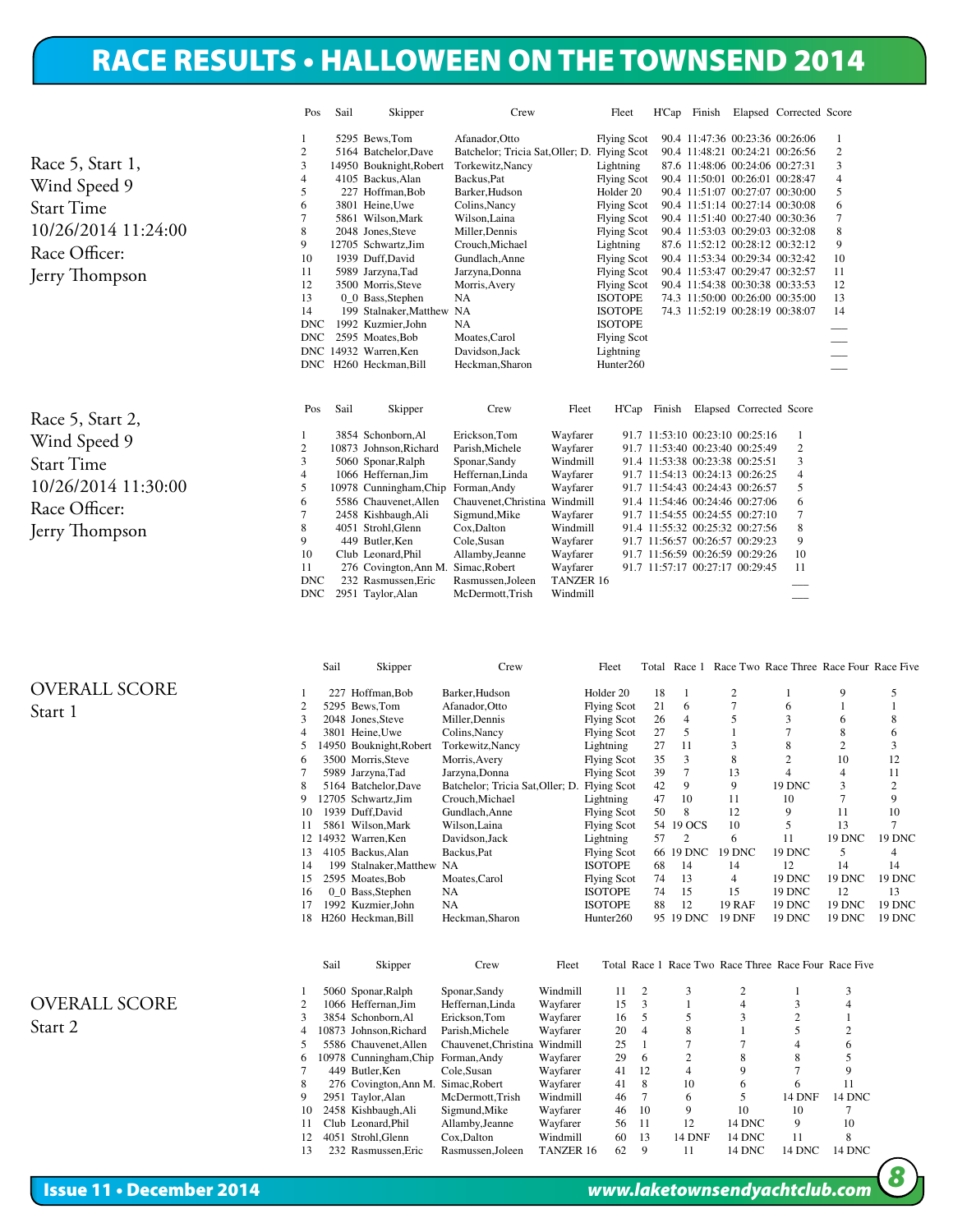# RACE RESULTS • HALLOWEEN ON THE TOWNSEND 2014

Race 5, Start 1,
Wind Speed 9
Start Time
10/26/2014 11:24:00
Race Officer:
Jerry Thompson

| Pos | Sail | Skipper | Crew | Fleet | H'Cap | Finish | Elapsed | Corrected | Score |
|---|---|---|---|---|---|---|---|---|---|
| 1 | 5295 | Bews,Tom | Afanador,Otto | Flying Scot | 90.4 | 11:47:36 | 00:23:36 | 00:26:06 | 1 |
| 2 | 5164 | Batchelor,Dave | Batchelor; Tricia Sat,Oller; D. | Flying Scot | 90.4 | 11:48:21 | 00:24:21 | 00:26:56 | 2 |
| 3 | 14950 | Bouknight,Robert | Torkewitz,Nancy | Lightning | 87.6 | 11:48:06 | 00:24:06 | 00:27:31 | 3 |
| 4 | 4105 | Backus,Alan | Backus,Pat | Flying Scot | 90.4 | 11:50:01 | 00:26:01 | 00:28:47 | 4 |
| 5 | 227 | Hoffman,Bob | Barker,Hudson | Holder 20 | 90.4 | 11:51:07 | 00:27:07 | 00:30:00 | 5 |
| 6 | 3801 | Heine,Uwe | Colins,Nancy | Flying Scot | 90.4 | 11:51:14 | 00:27:14 | 00:30:08 | 6 |
| 7 | 5861 | Wilson,Mark | Wilson,Laina | Flying Scot | 90.4 | 11:51:40 | 00:27:40 | 00:30:36 | 7 |
| 8 | 2048 | Jones,Steve | Miller,Dennis | Flying Scot | 90.4 | 11:53:03 | 00:29:03 | 00:32:08 | 8 |
| 9 | 12705 | Schwartz,Jim | Crouch,Michael | Lightning | 87.6 | 11:52:12 | 00:28:12 | 00:32:12 | 9 |
| 10 | 1939 | Duff,David | Gundlach,Anne | Flying Scot | 90.4 | 11:53:34 | 00:29:34 | 00:32:42 | 10 |
| 11 | 5989 | Jarzyna,Tad | Jarzyna,Donna | Flying Scot | 90.4 | 11:53:47 | 00:29:47 | 00:32:57 | 11 |
| 12 | 3500 | Morris,Steve | Morris,Avery | Flying Scot | 90.4 | 11:54:38 | 00:30:38 | 00:33:53 | 12 |
| 13 | 0_0 | Bass,Stephen | NA | ISOTOPE | 74.3 | 11:50:00 | 00:26:00 | 00:35:00 | 13 |
| 14 | 199 | Stalnaker,Matthew | NA | ISOTOPE | 74.3 | 11:52:19 | 00:28:19 | 00:38:07 | 14 |
| DNC | 1992 | Kuzmier,John | NA | ISOTOPE | | | | | ___ |
| DNC | 2595 | Moates,Bob | Moates,Carol | Flying Scot | | | | | ___ |
| DNC | 14932 | Warren,Ken | Davidson,Jack | Lightning | | | | | ___ |
| DNC | H260 | Heckman,Bill | Heckman,Sharon | Hunter260 | | | | | ___ |

Race 5, Start 2,
Wind Speed 9
Start Time
10/26/2014 11:30:00
Race Officer:
Jerry Thompson

| Pos | Sail | Skipper | Crew | Fleet | H'Cap | Finish | Elapsed | Corrected | Score |
|---|---|---|---|---|---|---|---|---|---|
| 1 | 3854 | Schonborn,Al | Erickson,Tom | Wayfarer | 91.7 | 11:53:10 | 00:23:10 | 00:25:16 | 1 |
| 2 | 10873 | Johnson,Richard | Parish,Michele | Wayfarer | 91.7 | 11:53:40 | 00:23:40 | 00:25:49 | 2 |
| 3 | 5060 | Sponar,Ralph | Sponar,Sandy | Windmill | 91.4 | 11:53:38 | 00:23:38 | 00:25:51 | 3 |
| 4 | 1066 | Heffernan,Jim | Heffernan,Linda | Wayfarer | 91.7 | 11:54:13 | 00:24:13 | 00:26:25 | 4 |
| 5 | 10978 | Cunningham,Chip | Forman,Andy | Wayfarer | 91.7 | 11:54:43 | 00:24:43 | 00:26:57 | 5 |
| 6 | 5586 | Chauvenet,Allen | Chauvenet,Christina | Windmill | 91.4 | 11:54:46 | 00:24:46 | 00:27:06 | 6 |
| 7 | 2458 | Kishbaugh,Ali | Sigmund,Mike | Wayfarer | 91.7 | 11:54:55 | 00:24:55 | 00:27:10 | 7 |
| 8 | 4051 | Strohl,Glenn | Cox,Dalton | Windmill | 91.4 | 11:55:32 | 00:25:32 | 00:27:56 | 8 |
| 9 | 449 | Butler,Ken | Cole,Susan | Wayfarer | 91.7 | 11:56:57 | 00:26:57 | 00:29:23 | 9 |
| 10 | Club | Leonard,Phil | Allamby,Jeanne | Wayfarer | 91.7 | 11:56:59 | 00:26:59 | 00:29:26 | 10 |
| 11 | 276 | Covington,Ann M. | Simac,Robert | Wayfarer | 91.7 | 11:57:17 | 00:27:17 | 00:29:45 | 11 |
| DNC | 232 | Rasmussen,Eric | Rasmussen,Joleen | TANZER 16 | | | | | ___ |
| DNC | 2951 | Taylor,Alan | McDermott,Trish | Windmill | | | | | ___ |

OVERALL SCORE
Start 1

| | Sail | Skipper | Crew | Fleet | Total | Race 1 | Race Two | Race Three | Race Four | Race Five |
|---|---|---|---|---|---|---|---|---|---|---|
| 1 | 227 | Hoffman,Bob | Barker,Hudson | Holder 20 | 18 | 1 | 2 | 1 | 9 | 5 |
| 2 | 5295 | Bews,Tom | Afanador,Otto | Flying Scot | 21 | 6 | 7 | 6 | 1 | 1 |
| 3 | 2048 | Jones,Steve | Miller,Dennis | Flying Scot | 26 | 4 | 5 | 3 | 6 | 8 |
| 4 | 3801 | Heine,Uwe | Colins,Nancy | Flying Scot | 27 | 5 | 1 | 7 | 8 | 6 |
| 5 | 14950 | Bouknight,Robert | Torkewitz,Nancy | Lightning | 27 | 11 | 3 | 8 | 2 | 3 |
| 6 | 3500 | Morris,Steve | Morris,Avery | Flying Scot | 35 | 3 | 8 | 2 | 10 | 12 |
| 7 | 5989 | Jarzyna,Tad | Jarzyna,Donna | Flying Scot | 39 | 7 | 13 | 4 | 4 | 11 |
| 8 | 5164 | Batchelor,Dave | Batchelor; Tricia Sat,Oller; D. | Flying Scot | 42 | 9 | 9 | 19 DNC | 3 | 2 |
| 9 | 12705 | Schwartz,Jim | Crouch,Michael | Lightning | 47 | 10 | 11 | 10 | 7 | 9 |
| 10 | 1939 | Duff,David | Gundlach,Anne | Flying Scot | 50 | 8 | 12 | 9 | 11 | 10 |
| 11 | 5861 | Wilson,Mark | Wilson,Laina | Flying Scot | 54 | 19 OCS | 10 | 5 | 13 | 7 |
| 12 | 14932 | Warren,Ken | Davidson,Jack | Lightning | 57 | 2 | 6 | 11 | 19 DNC | 19 DNC |
| 13 | 4105 | Backus,Alan | Backus,Pat | Flying Scot | 66 | 19 DNC | 19 DNC | 19 DNC | 5 | 4 |
| 14 | 199 | Stalnaker,Matthew | NA | ISOTOPE | 68 | 14 | 14 | 12 | 14 | 14 |
| 15 | 2595 | Moates,Bob | Moates,Carol | Flying Scot | 74 | 13 | 4 | 19 DNC | 19 DNC | 19 DNC |
| 16 | 0_0 | Bass,Stephen | NA | ISOTOPE | 74 | 15 | 15 | 19 DNC | 12 | 13 |
| 17 | 1992 | Kuzmier,John | NA | ISOTOPE | 88 | 12 | 19 RAF | 19 DNC | 19 DNC | 19 DNC |
| 18 | H260 | Heckman,Bill | Heckman,Sharon | Hunter260 | 95 | 19 DNC | 19 DNF | 19 DNC | 19 DNC | 19 DNC |

OVERALL SCORE
Start 2

| | Sail | Skipper | Crew | Fleet | Total | Race 1 | Race Two | Race Three | Race Four | Race Five |
|---|---|---|---|---|---|---|---|---|---|---|
| 1 | 5060 | Sponar,Ralph | Sponar,Sandy | Windmill | 11 | 2 | 3 | 2 | 1 | 3 |
| 2 | 1066 | Heffernan,Jim | Heffernan,Linda | Wayfarer | 15 | 3 | 1 | 4 | 3 | 4 |
| 3 | 3854 | Schonborn,Al | Erickson,Tom | Wayfarer | 16 | 5 | 5 | 3 | 2 | 1 |
| 4 | 10873 | Johnson,Richard | Parish,Michele | Wayfarer | 20 | 4 | 8 | 1 | 5 | 2 |
| 5 | 5586 | Chauvenet,Allen | Chauvenet,Christina | Windmill | 25 | 1 | 7 | 7 | 4 | 6 |
| 6 | 10978 | Cunningham,Chip | Forman,Andy | Wayfarer | 29 | 6 | 2 | 8 | 8 | 5 |
| 7 | 449 | Butler,Ken | Cole,Susan | Wayfarer | 41 | 12 | 4 | 9 | 7 | 9 |
| 8 | 276 | Covington,Ann M. | Simac,Robert | Wayfarer | 41 | 8 | 10 | 6 | 6 | 11 |
| 9 | 2951 | Taylor,Alan | McDermott,Trish | Windmill | 46 | 7 | 6 | 5 | 14 DNF | 14 DNC |
| 10 | 2458 | Kishbaugh,Ali | Sigmund,Mike | Wayfarer | 46 | 10 | 9 | 10 | 10 | 7 |
| 11 | Club | Leonard,Phil | Allamby,Jeanne | Wayfarer | 56 | 11 | 12 | 14 DNC | 9 | 10 |
| 12 | 4051 | Strohl,Glenn | Cox,Dalton | Windmill | 60 | 13 | 14 DNF | 14 DNC | 11 | 8 |
| 13 | 232 | Rasmussen,Eric | Rasmussen,Joleen | TANZER 16 | 62 | 9 | 11 | 14 DNC | 14 DNC | 14 DNC |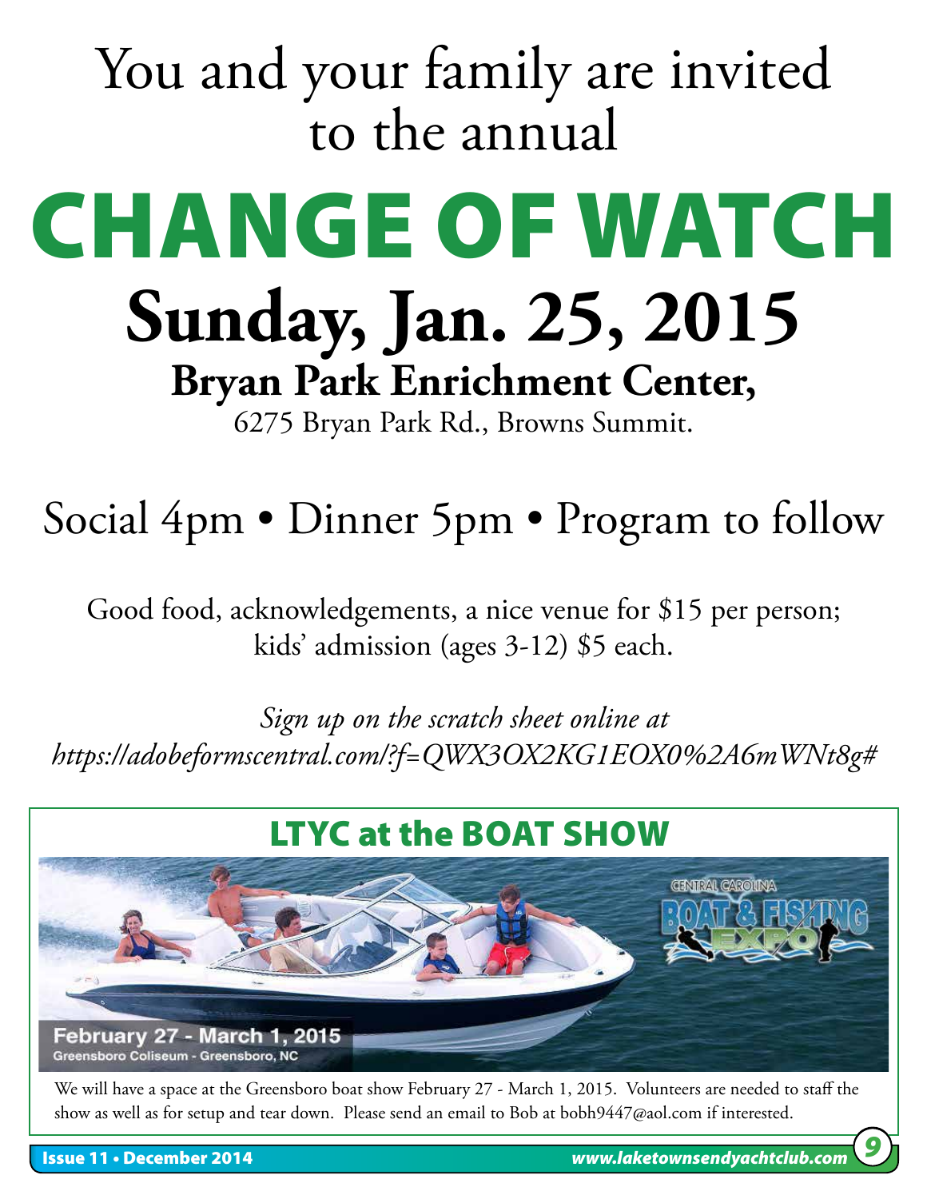You and your family are invited to the annual

# CHANGE OF WATCH

## Sunday, Jan. 25, 2015

### Bryan Park Enrichment Center,

6275 Bryan Park Rd., Browns Summit.

Social 4pm • Dinner 5pm • Program to follow

Good food, acknowledgements, a nice venue for $15 per person; kids' admission (ages 3-12) $5 each.

*Sign up on the scratch sheet online at https://adobeformscentral.com/?f=QWX3OX2KG1EOX0%2A6mWNt8g#*

## LTYC at the BOAT SHOW

February 27 - March 1, 2015
Greensboro Coliseum - Greensboro, NC

We will have a space at the Greensboro boat show February 27 - March 1, 2015. Volunteers are needed to staff the show as well as for setup and tear down. Please send an email to Bob at bobh9447@aol.com if interested.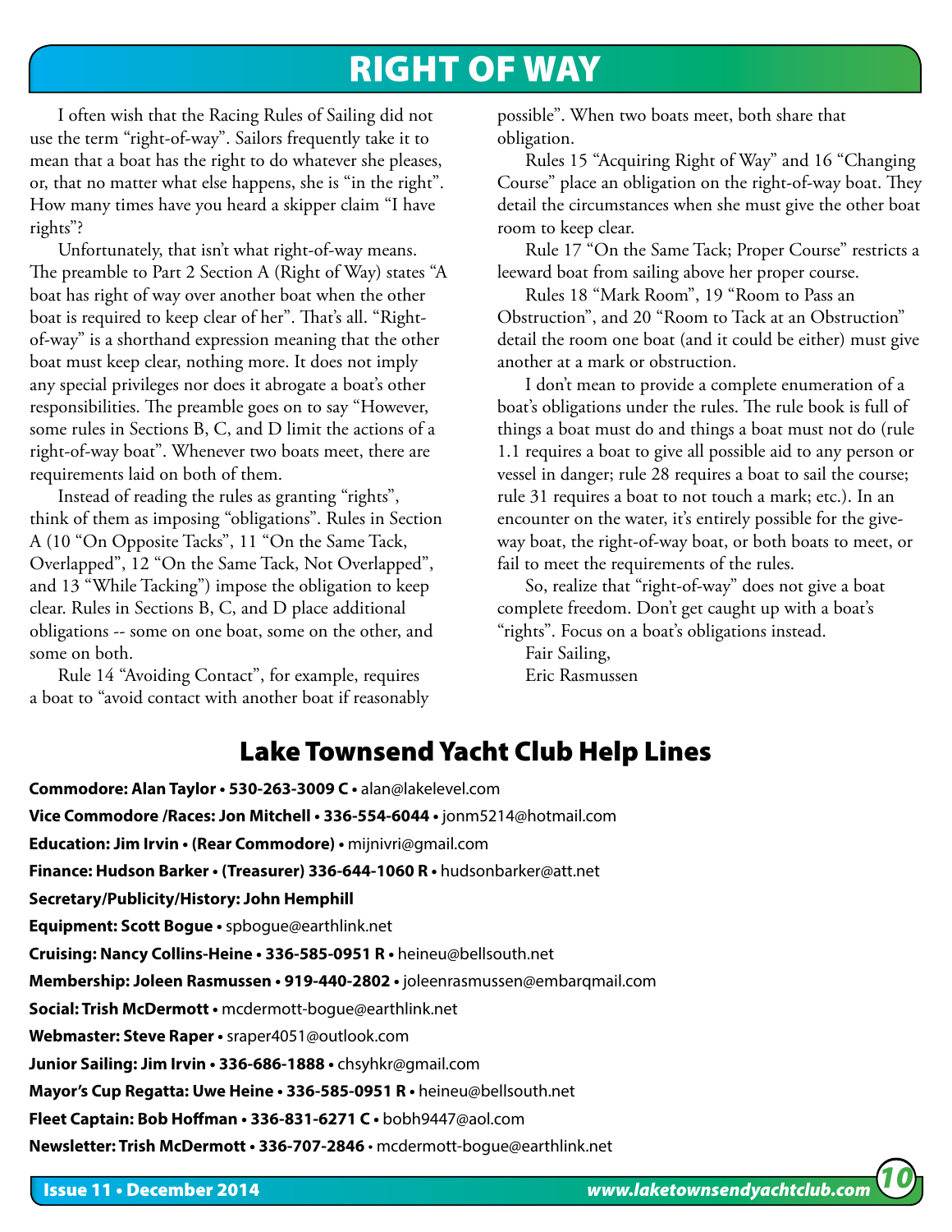# RIGHT OF WAY

I often wish that the Racing Rules of Sailing did not use the term "right-of-way". Sailors frequently take it to mean that a boat has the right to do whatever she pleases, or, that no matter what else happens, she is "in the right". How many times have you heard a skipper claim "I have rights"?

Unfortunately, that isn't what right-of-way means. The preamble to Part 2 Section A (Right of Way) states "A boat has right of way over another boat when the other boat is required to keep clear of her". That's all. "Right-of-way" is a shorthand expression meaning that the other boat must keep clear, nothing more. It does not imply any special privileges nor does it abrogate a boat's other responsibilities. The preamble goes on to say "However, some rules in Sections B, C, and D limit the actions of a right-of-way boat". Whenever two boats meet, there are requirements laid on both of them.

Instead of reading the rules as granting "rights", think of them as imposing "obligations". Rules in Section A (10 "On Opposite Tacks", 11 "On the Same Tack, Overlapped", 12 "On the Same Tack, Not Overlapped", and 13 "While Tacking") impose the obligation to keep clear. Rules in Sections B, C, and D place additional obligations -- some on one boat, some on the other, and some on both.

Rule 14 "Avoiding Contact", for example, requires a boat to "avoid contact with another boat if reasonably possible". When two boats meet, both share that obligation.

Rules 15 "Acquiring Right of Way" and 16 "Changing Course" place an obligation on the right-of-way boat. They detail the circumstances when she must give the other boat room to keep clear.

Rule 17 "On the Same Tack; Proper Course" restricts a leeward boat from sailing above her proper course.

Rules 18 "Mark Room", 19 "Room to Pass an Obstruction", and 20 "Room to Tack at an Obstruction" detail the room one boat (and it could be either) must give another at a mark or obstruction.

I don't mean to provide a complete enumeration of a boat's obligations under the rules. The rule book is full of things a boat must do and things a boat must not do (rule 1.1 requires a boat to give all possible aid to any person or vessel in danger; rule 28 requires a boat to sail the course; rule 31 requires a boat to not touch a mark; etc.). In an encounter on the water, it's entirely possible for the give-way boat, the right-of-way boat, or both boats to meet, or fail to meet the requirements of the rules.

So, realize that "right-of-way" does not give a boat complete freedom. Don't get caught up with a boat's "rights". Focus on a boat's obligations instead.

Fair Sailing,
Eric Rasmussen

## Lake Townsend Yacht Club Help Lines

**Commodore: Alan Taylor • 530-263-3009 C •** alan@lakelevel.com

**Vice Commodore /Races: Jon Mitchell • 336-554-6044 •** jonm5214@hotmail.com

**Education: Jim Irvin • (Rear Commodore) •** mijnivri@gmail.com

**Finance: Hudson Barker • (Treasurer) 336-644-1060 R •** hudsonbarker@att.net

**Secretary/Publicity/History: John Hemphill**

**Equipment: Scott Bogue •** spbogue@earthlink.net

**Cruising: Nancy Collins-Heine • 336-585-0951 R •** heineu@bellsouth.net

**Membership: Joleen Rasmussen • 919-440-2802 •** joleenrasmussen@embarqmail.com

**Social: Trish McDermott •** mcdermott-bogue@earthlink.net

**Webmaster: Steve Raper •** sraper4051@outlook.com

**Junior Sailing: Jim Irvin • 336-686-1888 •** chsyhkr@gmail.com

**Mayor's Cup Regatta: Uwe Heine • 336-585-0951 R •** heineu@bellsouth.net

**Fleet Captain: Bob Hoffman • 336-831-6271 C •** bobh9447@aol.com

**Newsletter: Trish McDermott • 336-707-2846 •** mcdermott-bogue@earthlink.net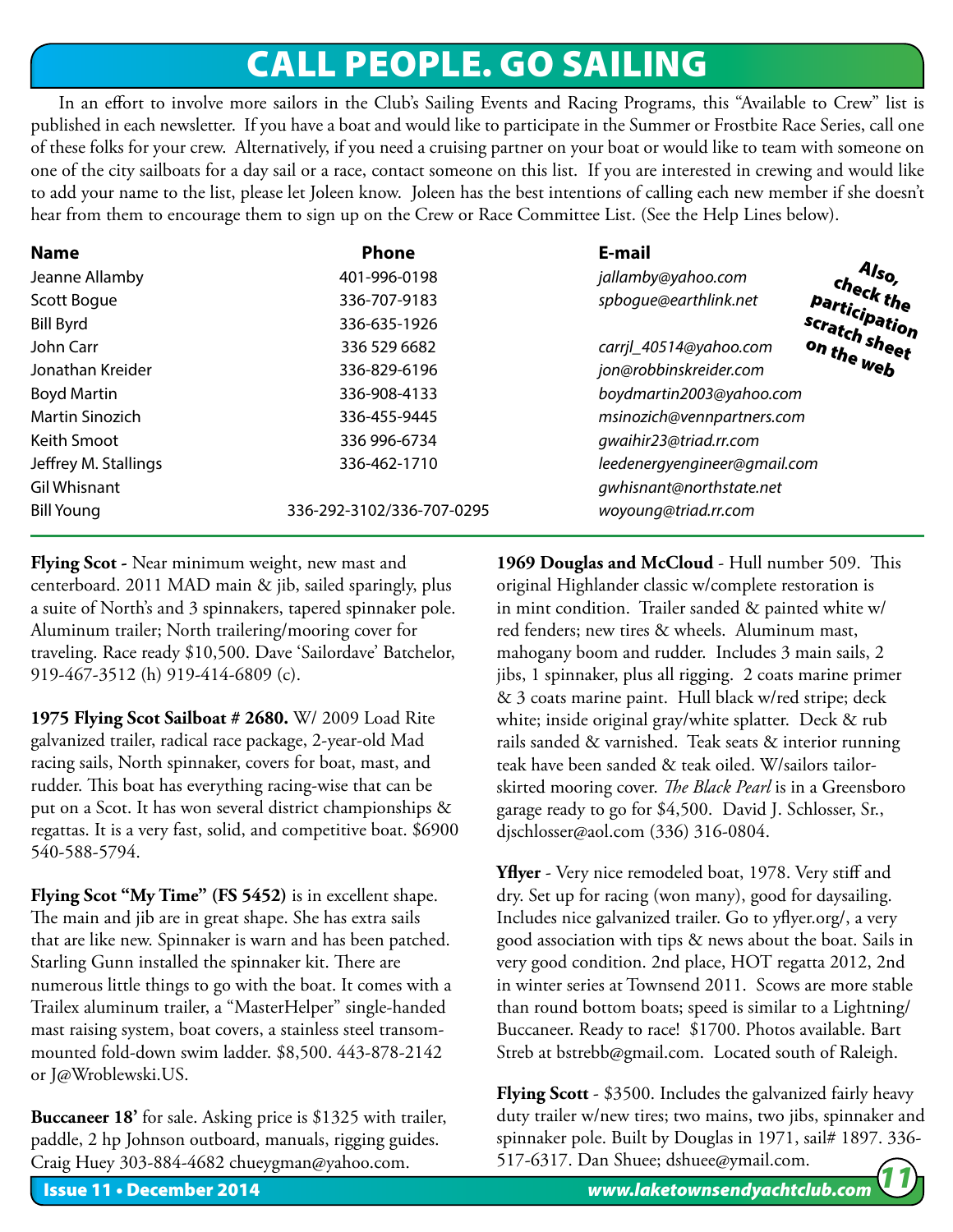# CALL PEOPLE. GO SAILING

In an effort to involve more sailors in the Club's Sailing Events and Racing Programs, this "Available to Crew" list is published in each newsletter. If you have a boat and would like to participate in the Summer or Frostbite Race Series, call one of these folks for your crew. Alternatively, if you need a cruising partner on your boat or would like to team with someone on one of the city sailboats for a day sail or a race, contact someone on this list. If you are interested in crewing and would like to add your name to the list, please let Joleen know. Joleen has the best intentions of calling each new member if she doesn't hear from them to encourage them to sign up on the Crew or Race Committee List. (See the Help Lines below).

| Name | Phone | E-mail |
|---|---|---|
| Jeanne Allamby | 401-996-0198 | *jallamby@yahoo.com* |
| Scott Bogue | 336-707-9183 | *spbogue@earthlink.net* |
| Bill Byrd | 336-635-1926 | |
| John Carr | 336 529 6682 | *carrjl_40514@yahoo.com* |
| Jonathan Kreider | 336-829-6196 | *jon@robbinskreider.com* |
| Boyd Martin | 336-908-4133 | *boydmartin2003@yahoo.com* |
| Martin Sinozich | 336-455-9445 | *msinozich@vennpartners.com* |
| Keith Smoot | 336 996-6734 | *gwaihir23@triad.rr.com* |
| Jeffrey M. Stallings | 336-462-1710 | *leedenergyengineer@gmail.com* |
| Gil Whisnant | | *gwhisnant@northstate.net* |
| Bill Young | 336-292-3102/336-707-0295 | *woyoung@triad.rr.com* |

**Also, check the participation scratch sheet on the web**

**Flying Scot -** Near minimum weight, new mast and centerboard. 2011 MAD main & jib, sailed sparingly, plus a suite of North's and 3 spinnakers, tapered spinnaker pole. Aluminum trailer; North trailering/mooring cover for traveling. Race ready $10,500. Dave 'Sailordave' Batchelor, 919-467-3512 (h) 919-414-6809 (c).

**1975 Flying Scot Sailboat # 2680.** W/ 2009 Load Rite galvanized trailer, radical race package, 2-year-old Mad racing sails, North spinnaker, covers for boat, mast, and rudder. This boat has everything racing-wise that can be put on a Scot. It has won several district championships & regattas. It is a very fast, solid, and competitive boat. $6900 540-588-5794.

**Flying Scot "My Time" (FS 5452)** is in excellent shape. The main and jib are in great shape. She has extra sails that are like new. Spinnaker is warn and has been patched. Starling Gunn installed the spinnaker kit. There are numerous little things to go with the boat. It comes with a Trailex aluminum trailer, a "MasterHelper" single-handed mast raising system, boat covers, a stainless steel transom-mounted fold-down swim ladder. $8,500. 443-878-2142 or J@Wroblewski.US.

**Buccaneer 18'** for sale. Asking price is $1325 with trailer, paddle, 2 hp Johnson outboard, manuals, rigging guides. Craig Huey 303-884-4682 chueygman@yahoo.com.

**1969 Douglas and McCloud** - Hull number 509. This original Highlander classic w/complete restoration is in mint condition. Trailer sanded & painted white w/ red fenders; new tires & wheels. Aluminum mast, mahogany boom and rudder. Includes 3 main sails, 2 jibs, 1 spinnaker, plus all rigging. 2 coats marine primer & 3 coats marine paint. Hull black w/red stripe; deck white; inside original gray/white splatter. Deck & rub rails sanded & varnished. Teak seats & interior running teak have been sanded & teak oiled. W/sailors tailor-skirted mooring cover. *The Black Pearl* is in a Greensboro garage ready to go for $4,500. David J. Schlosser, Sr., djschlosser@aol.com (336) 316-0804.

**Yflyer** - Very nice remodeled boat, 1978. Very stiff and dry. Set up for racing (won many), good for daysailing. Includes nice galvanized trailer. Go to yflyer.org/, a very good association with tips & news about the boat. Sails in very good condition. 2nd place, HOT regatta 2012, 2nd in winter series at Townsend 2011. Scows are more stable than round bottom boats; speed is similar to a Lightning/ Buccaneer. Ready to race! $1700. Photos available. Bart Streb at bstrebb@gmail.com. Located south of Raleigh.

**Flying Scott** - $3500. Includes the galvanized fairly heavy duty trailer w/new tires; two mains, two jibs, spinnaker and spinnaker pole. Built by Douglas in 1971, sail# 1897. 336-517-6317. Dan Shuee; dshuee@ymail.com.